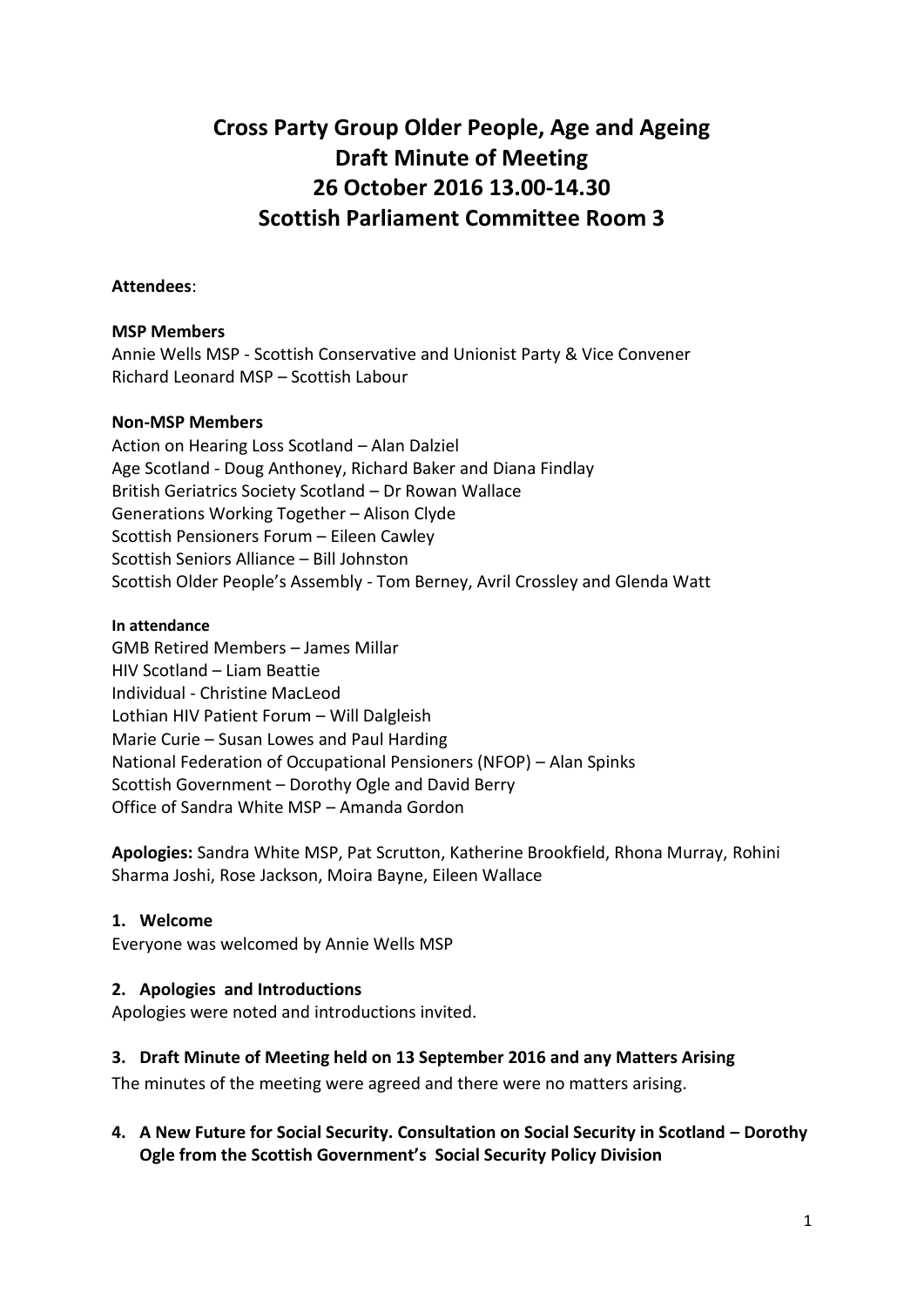# Cross Party Group Older People, Age and Ageing
# Draft Minute of Meeting
# 26 October 2016 13.00-14.30
# Scottish Parliament Committee Room 3

**Attendees**:

**MSP Members**

Annie Wells MSP - Scottish Conservative and Unionist Party & Vice Convener
Richard Leonard MSP – Scottish Labour

**Non-MSP Members**

Action on Hearing Loss Scotland – Alan Dalziel
Age Scotland - Doug Anthoney, Richard Baker and Diana Findlay
British Geriatrics Society Scotland – Dr Rowan Wallace
Generations Working Together – Alison Clyde
Scottish Pensioners Forum – Eileen Cawley
Scottish Seniors Alliance – Bill Johnston
Scottish Older People's Assembly - Tom Berney, Avril Crossley and Glenda Watt

**In attendance**

GMB Retired Members – James Millar
HIV Scotland – Liam Beattie
Individual - Christine MacLeod
Lothian HIV Patient Forum – Will Dalgleish
Marie Curie – Susan Lowes and Paul Harding
National Federation of Occupational Pensioners (NFOP) – Alan Spinks
Scottish Government – Dorothy Ogle and David Berry
Office of Sandra White MSP – Amanda Gordon

**Apologies:** Sandra White MSP, Pat Scrutton, Katherine Brookfield, Rhona Murray, Rohini Sharma Joshi, Rose Jackson, Moira Bayne, Eileen Wallace

**1. Welcome**

Everyone was welcomed by Annie Wells MSP

**2. Apologies and Introductions**

Apologies were noted and introductions invited.

**3. Draft Minute of Meeting held on 13 September 2016 and any Matters Arising**

The minutes of the meeting were agreed and there were no matters arising.

**4. A New Future for Social Security. Consultation on Social Security in Scotland – Dorothy Ogle from the Scottish Government's Social Security Policy Division**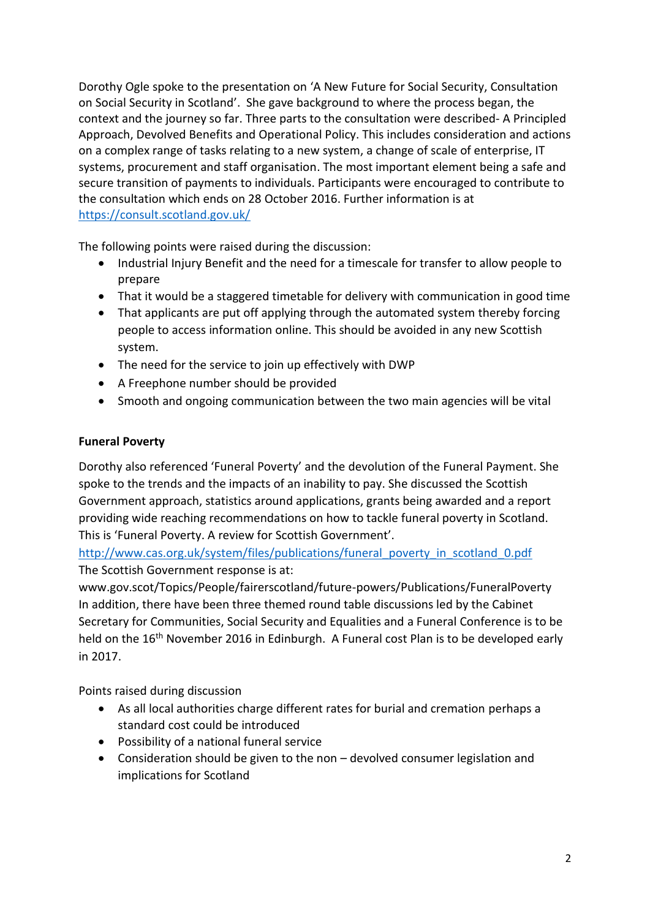Dorothy Ogle spoke to the presentation on 'A New Future for Social Security, Consultation on Social Security in Scotland'. She gave background to where the process began, the context and the journey so far. Three parts to the consultation were described- A Principled Approach, Devolved Benefits and Operational Policy. This includes consideration and actions on a complex range of tasks relating to a new system, a change of scale of enterprise, IT systems, procurement and staff organisation. The most important element being a safe and secure transition of payments to individuals. Participants were encouraged to contribute to the consultation which ends on 28 October 2016. Further information is at https://consult.scotland.gov.uk/

The following points were raised during the discussion:

- Industrial Injury Benefit and the need for a timescale for transfer to allow people to prepare
- That it would be a staggered timetable for delivery with communication in good time
- That applicants are put off applying through the automated system thereby forcing people to access information online. This should be avoided in any new Scottish system.
- The need for the service to join up effectively with DWP
- A Freephone number should be provided
- Smooth and ongoing communication between the two main agencies will be vital

**Funeral Poverty**

Dorothy also referenced 'Funeral Poverty' and the devolution of the Funeral Payment. She spoke to the trends and the impacts of an inability to pay. She discussed the Scottish Government approach, statistics around applications, grants being awarded and a report providing wide reaching recommendations on how to tackle funeral poverty in Scotland. This is 'Funeral Poverty. A review for Scottish Government'.
http://www.cas.org.uk/system/files/publications/funeral_poverty_in_scotland_0.pdf
The Scottish Government response is at:
www.gov.scot/Topics/People/fairerscotland/future-powers/Publications/FuneralPoverty
In addition, there have been three themed round table discussions led by the Cabinet Secretary for Communities, Social Security and Equalities and a Funeral Conference is to be held on the 16th November 2016 in Edinburgh. A Funeral cost Plan is to be developed early in 2017.

Points raised during discussion

- As all local authorities charge different rates for burial and cremation perhaps a standard cost could be introduced
- Possibility of a national funeral service
- Consideration should be given to the non – devolved consumer legislation and implications for Scotland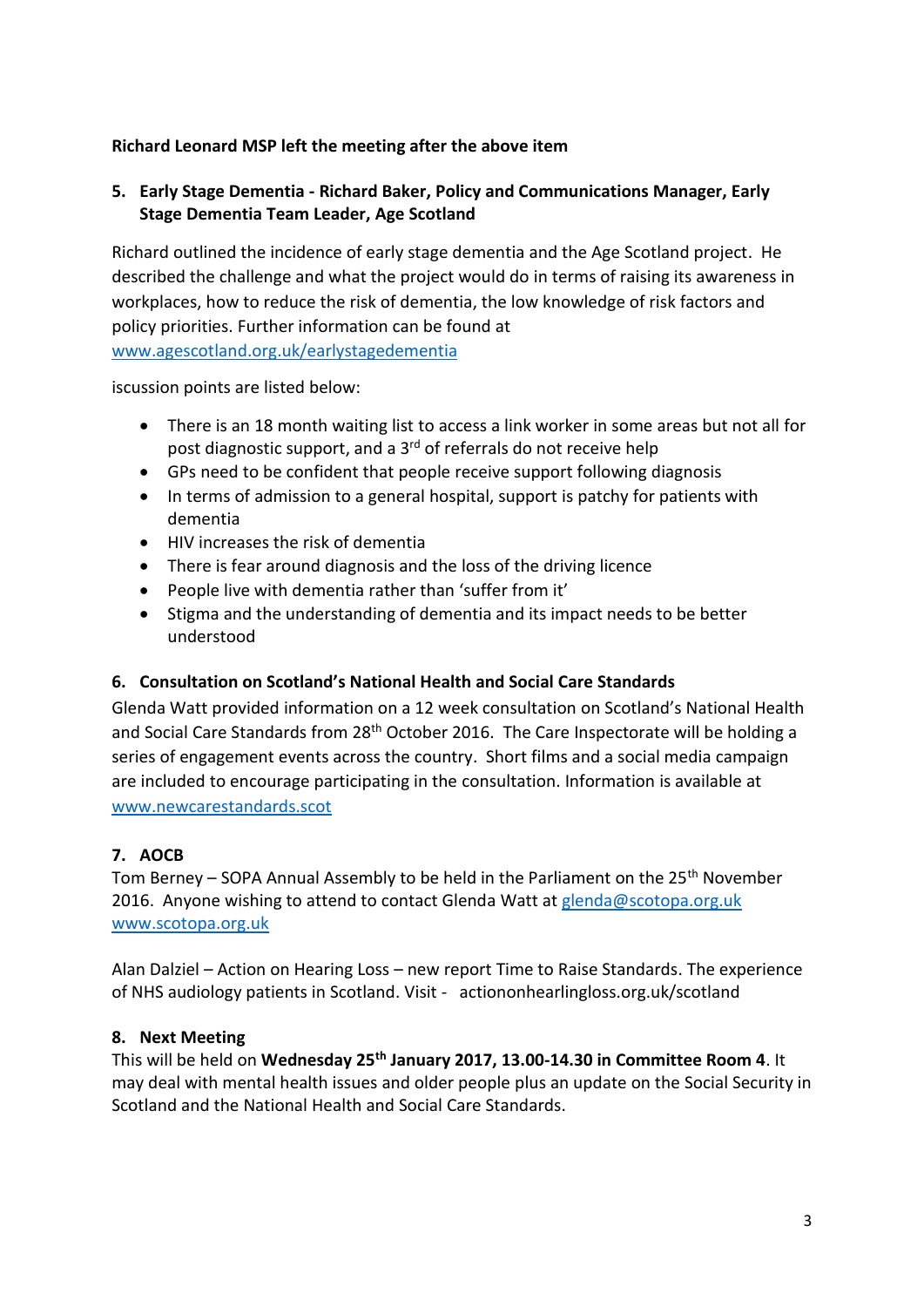**Richard Leonard MSP left the meeting after the above item**

**5. Early Stage Dementia - Richard Baker, Policy and Communications Manager, Early Stage Dementia Team Leader, Age Scotland**

Richard outlined the incidence of early stage dementia and the Age Scotland project. He described the challenge and what the project would do in terms of raising its awareness in workplaces, how to reduce the risk of dementia, the low knowledge of risk factors and policy priorities. Further information can be found at www.agescotland.org.uk/earlystagedementia

iscussion points are listed below:

- There is an 18 month waiting list to access a link worker in some areas but not all for post diagnostic support, and a 3rd of referrals do not receive help
- GPs need to be confident that people receive support following diagnosis
- In terms of admission to a general hospital, support is patchy for patients with dementia
- HIV increases the risk of dementia
- There is fear around diagnosis and the loss of the driving licence
- People live with dementia rather than 'suffer from it'
- Stigma and the understanding of dementia and its impact needs to be better understood

**6. Consultation on Scotland's National Health and Social Care Standards**

Glenda Watt provided information on a 12 week consultation on Scotland's National Health and Social Care Standards from 28th October 2016. The Care Inspectorate will be holding a series of engagement events across the country. Short films and a social media campaign are included to encourage participating in the consultation. Information is available at www.newcarestandards.scot

**7. AOCB**

Tom Berney – SOPA Annual Assembly to be held in the Parliament on the 25th November 2016. Anyone wishing to attend to contact Glenda Watt at glenda@scotopa.org.uk www.scotopa.org.uk

Alan Dalziel – Action on Hearing Loss – new report Time to Raise Standards. The experience of NHS audiology patients in Scotland. Visit - actiononhearingloss.org.uk/scotland

**8. Next Meeting**

This will be held on **Wednesday 25th January 2017, 13.00-14.30 in Committee Room 4**. It may deal with mental health issues and older people plus an update on the Social Security in Scotland and the National Health and Social Care Standards.